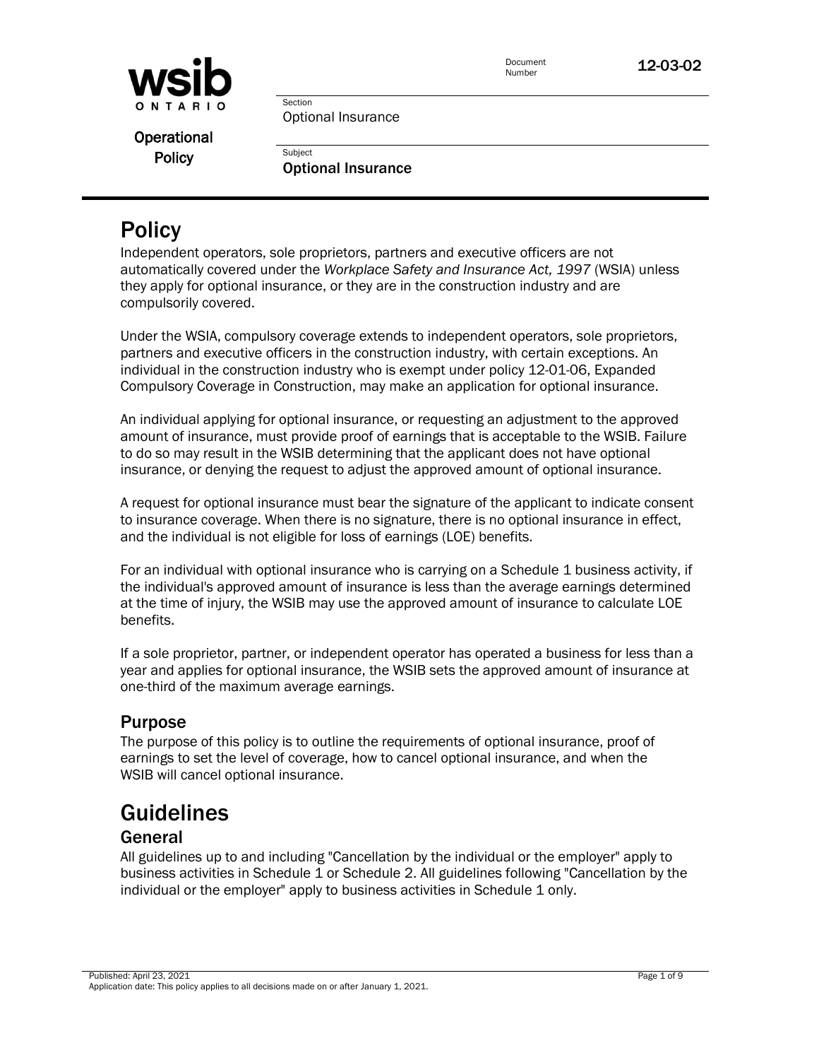Operational Policy

Document Number 12-03-02

Section
Optional Insurance

Subject
**Optional Insurance**

# Policy

Independent operators, sole proprietors, partners and executive officers are not automatically covered under the *Workplace Safety and Insurance Act, 1997* (WSIA) unless they apply for optional insurance, or they are in the construction industry and are compulsorily covered.

Under the WSIA, compulsory coverage extends to independent operators, sole proprietors, partners and executive officers in the construction industry, with certain exceptions. An individual in the construction industry who is exempt under policy 12-01-06, Expanded Compulsory Coverage in Construction, may make an application for optional insurance.

An individual applying for optional insurance, or requesting an adjustment to the approved amount of insurance, must provide proof of earnings that is acceptable to the WSIB. Failure to do so may result in the WSIB determining that the applicant does not have optional insurance, or denying the request to adjust the approved amount of optional insurance.

A request for optional insurance must bear the signature of the applicant to indicate consent to insurance coverage. When there is no signature, there is no optional insurance in effect, and the individual is not eligible for loss of earnings (LOE) benefits.

For an individual with optional insurance who is carrying on a Schedule 1 business activity, if the individual's approved amount of insurance is less than the average earnings determined at the time of injury, the WSIB may use the approved amount of insurance to calculate LOE benefits.

If a sole proprietor, partner, or independent operator has operated a business for less than a year and applies for optional insurance, the WSIB sets the approved amount of insurance at one-third of the maximum average earnings.

## Purpose

The purpose of this policy is to outline the requirements of optional insurance, proof of earnings to set the level of coverage, how to cancel optional insurance, and when the WSIB will cancel optional insurance.

# Guidelines

## General

All guidelines up to and including "Cancellation by the individual or the employer" apply to business activities in Schedule 1 or Schedule 2. All guidelines following "Cancellation by the individual or the employer" apply to business activities in Schedule 1 only.

Published: April 23, 2021
Application date: This policy applies to all decisions made on or after January 1, 2021.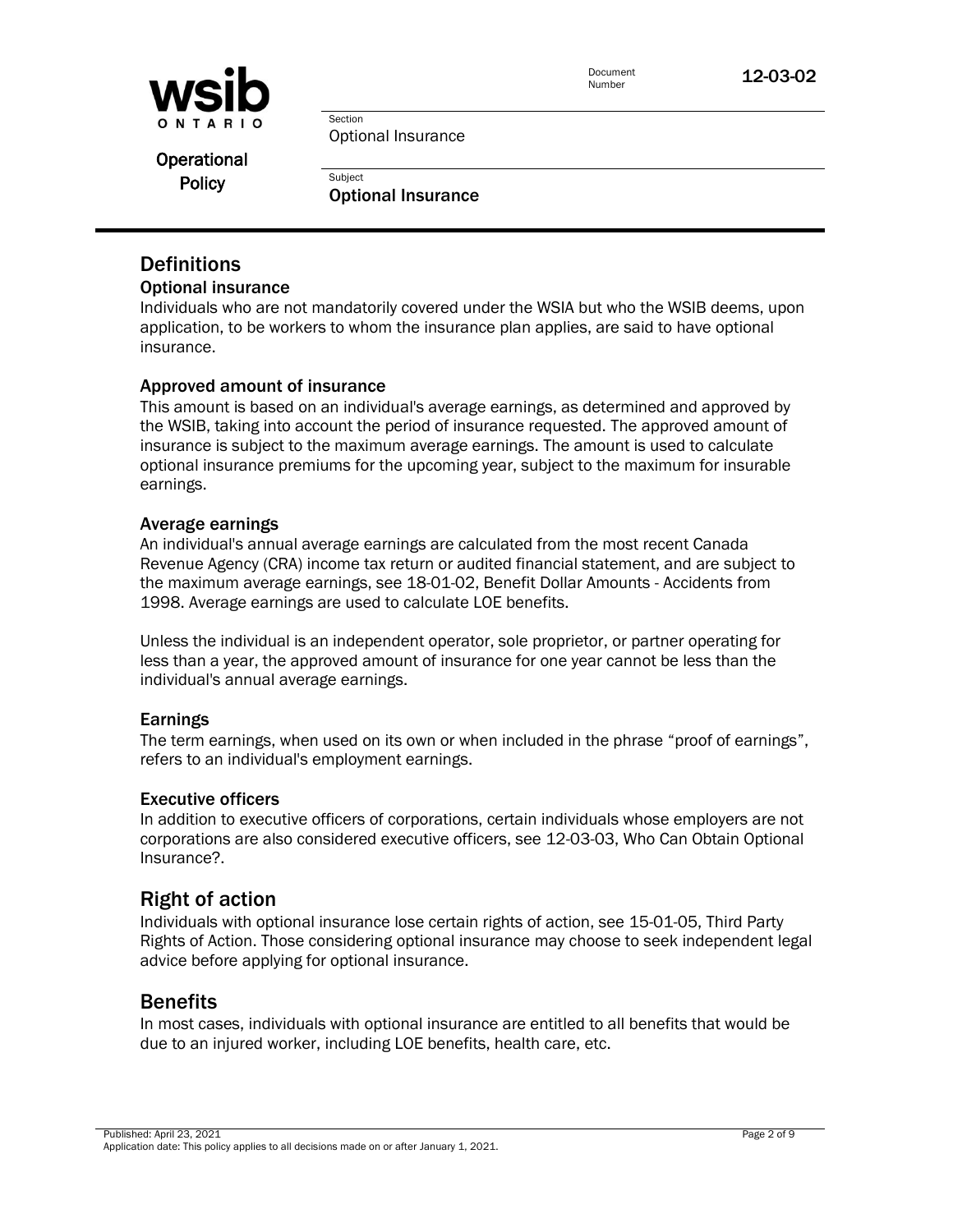## Definitions

### Optional insurance

Individuals who are not mandatorily covered under the WSIA but who the WSIB deems, upon application, to be workers to whom the insurance plan applies, are said to have optional insurance.

### Approved amount of insurance

This amount is based on an individual's average earnings, as determined and approved by the WSIB, taking into account the period of insurance requested. The approved amount of insurance is subject to the maximum average earnings. The amount is used to calculate optional insurance premiums for the upcoming year, subject to the maximum for insurable earnings.

### Average earnings

An individual's annual average earnings are calculated from the most recent Canada Revenue Agency (CRA) income tax return or audited financial statement, and are subject to the maximum average earnings, see 18-01-02, Benefit Dollar Amounts - Accidents from 1998. Average earnings are used to calculate LOE benefits.

Unless the individual is an independent operator, sole proprietor, or partner operating for less than a year, the approved amount of insurance for one year cannot be less than the individual's annual average earnings.

### Earnings

The term earnings, when used on its own or when included in the phrase "proof of earnings", refers to an individual's employment earnings.

### Executive officers

In addition to executive officers of corporations, certain individuals whose employers are not corporations are also considered executive officers, see 12-03-03, Who Can Obtain Optional Insurance?.

## Right of action

Individuals with optional insurance lose certain rights of action, see 15-01-05, Third Party Rights of Action. Those considering optional insurance may choose to seek independent legal advice before applying for optional insurance.

## Benefits

In most cases, individuals with optional insurance are entitled to all benefits that would be due to an injured worker, including LOE benefits, health care, etc.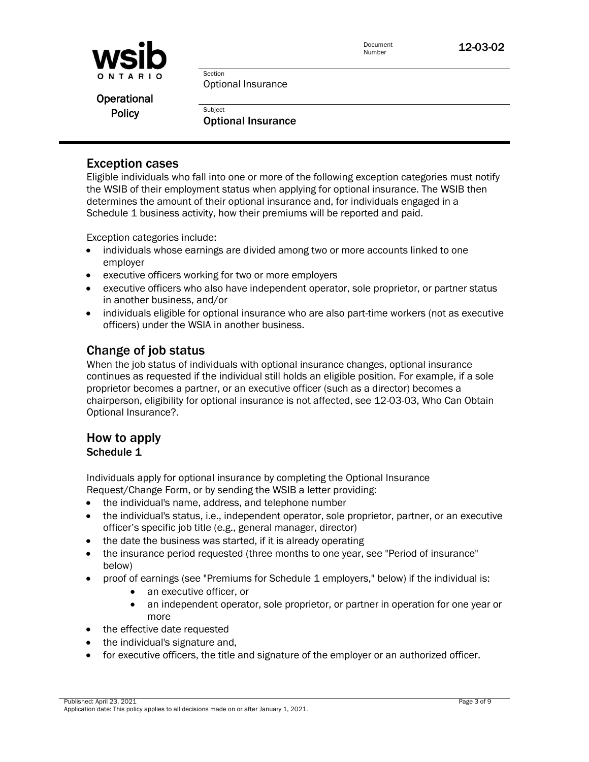## Exception cases

Eligible individuals who fall into one or more of the following exception categories must notify the WSIB of their employment status when applying for optional insurance. The WSIB then determines the amount of their optional insurance and, for individuals engaged in a Schedule 1 business activity, how their premiums will be reported and paid.

Exception categories include:

- individuals whose earnings are divided among two or more accounts linked to one employer
- executive officers working for two or more employers
- executive officers who also have independent operator, sole proprietor, or partner status in another business, and/or
- individuals eligible for optional insurance who are also part-time workers (not as executive officers) under the WSIA in another business.

## Change of job status

When the job status of individuals with optional insurance changes, optional insurance continues as requested if the individual still holds an eligible position. For example, if a sole proprietor becomes a partner, or an executive officer (such as a director) becomes a chairperson, eligibility for optional insurance is not affected, see 12-03-03, Who Can Obtain Optional Insurance?.

## How to apply

### Schedule 1

Individuals apply for optional insurance by completing the Optional Insurance Request/Change Form, or by sending the WSIB a letter providing:

- the individual's name, address, and telephone number
- the individual's status, i.e., independent operator, sole proprietor, partner, or an executive officer's specific job title (e.g., general manager, director)
- the date the business was started, if it is already operating
- the insurance period requested (three months to one year, see "Period of insurance" below)
- proof of earnings (see "Premiums for Schedule 1 employers," below) if the individual is:
    - an executive officer, or
    - an independent operator, sole proprietor, or partner in operation for one year or more
- the effective date requested
- the individual's signature and,
- for executive officers, the title and signature of the employer or an authorized officer.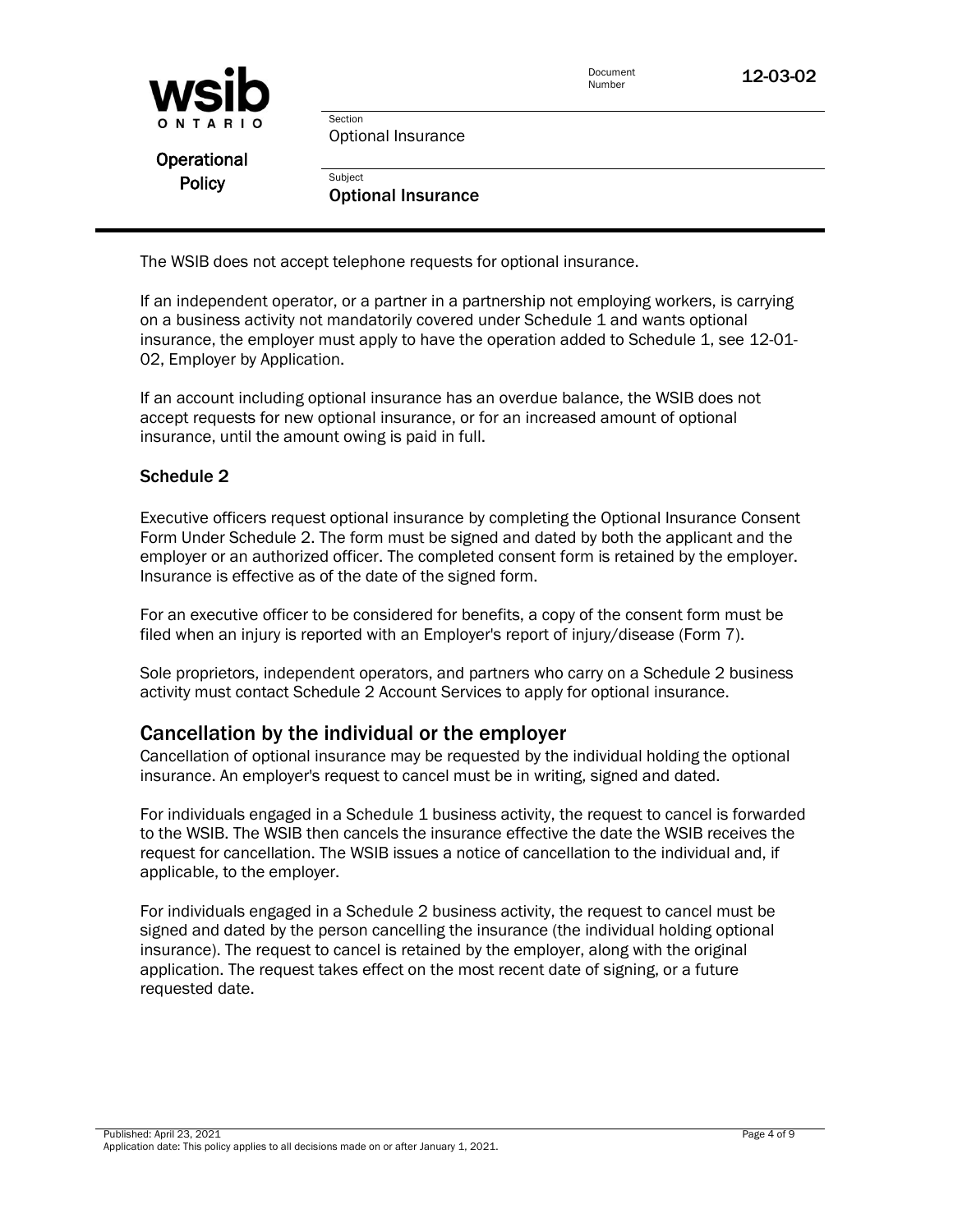The WSIB does not accept telephone requests for optional insurance.

If an independent operator, or a partner in a partnership not employing workers, is carrying on a business activity not mandatorily covered under Schedule 1 and wants optional insurance, the employer must apply to have the operation added to Schedule 1, see 12-01-02, Employer by Application.

If an account including optional insurance has an overdue balance, the WSIB does not accept requests for new optional insurance, or for an increased amount of optional insurance, until the amount owing is paid in full.

### Schedule 2

Executive officers request optional insurance by completing the Optional Insurance Consent Form Under Schedule 2. The form must be signed and dated by both the applicant and the employer or an authorized officer. The completed consent form is retained by the employer. Insurance is effective as of the date of the signed form.

For an executive officer to be considered for benefits, a copy of the consent form must be filed when an injury is reported with an Employer's report of injury/disease (Form 7).

Sole proprietors, independent operators, and partners who carry on a Schedule 2 business activity must contact Schedule 2 Account Services to apply for optional insurance.

## Cancellation by the individual or the employer

Cancellation of optional insurance may be requested by the individual holding the optional insurance. An employer's request to cancel must be in writing, signed and dated.

For individuals engaged in a Schedule 1 business activity, the request to cancel is forwarded to the WSIB. The WSIB then cancels the insurance effective the date the WSIB receives the request for cancellation. The WSIB issues a notice of cancellation to the individual and, if applicable, to the employer.

For individuals engaged in a Schedule 2 business activity, the request to cancel must be signed and dated by the person cancelling the insurance (the individual holding optional insurance). The request to cancel is retained by the employer, along with the original application. The request takes effect on the most recent date of signing, or a future requested date.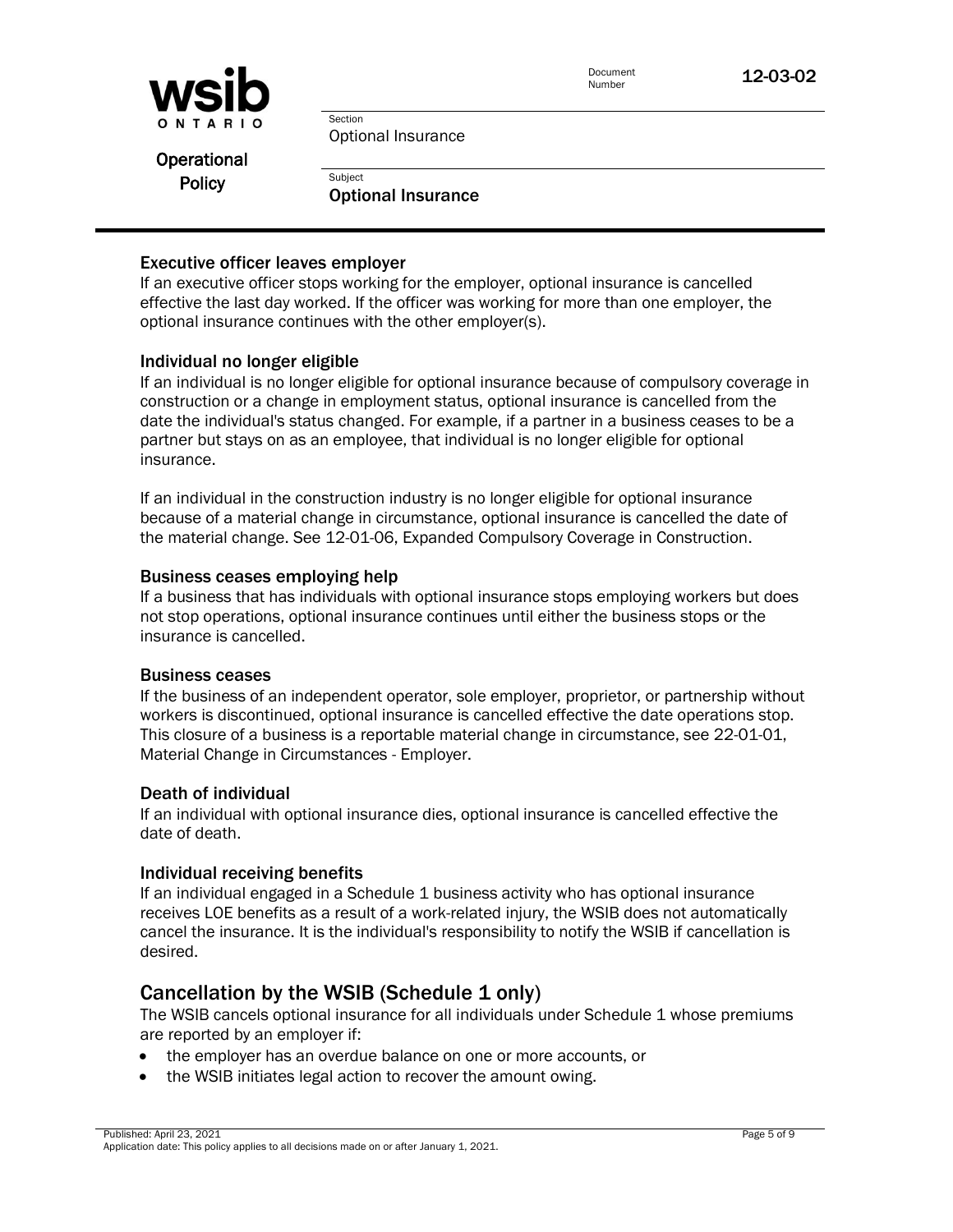### Executive officer leaves employer

If an executive officer stops working for the employer, optional insurance is cancelled effective the last day worked. If the officer was working for more than one employer, the optional insurance continues with the other employer(s).

### Individual no longer eligible

If an individual is no longer eligible for optional insurance because of compulsory coverage in construction or a change in employment status, optional insurance is cancelled from the date the individual's status changed. For example, if a partner in a business ceases to be a partner but stays on as an employee, that individual is no longer eligible for optional insurance.

If an individual in the construction industry is no longer eligible for optional insurance because of a material change in circumstance, optional insurance is cancelled the date of the material change. See 12-01-06, Expanded Compulsory Coverage in Construction.

### Business ceases employing help

If a business that has individuals with optional insurance stops employing workers but does not stop operations, optional insurance continues until either the business stops or the insurance is cancelled.

### Business ceases

If the business of an independent operator, sole employer, proprietor, or partnership without workers is discontinued, optional insurance is cancelled effective the date operations stop. This closure of a business is a reportable material change in circumstance, see 22-01-01, Material Change in Circumstances - Employer.

### Death of individual

If an individual with optional insurance dies, optional insurance is cancelled effective the date of death.

### Individual receiving benefits

If an individual engaged in a Schedule 1 business activity who has optional insurance receives LOE benefits as a result of a work-related injury, the WSIB does not automatically cancel the insurance. It is the individual's responsibility to notify the WSIB if cancellation is desired.

## Cancellation by the WSIB (Schedule 1 only)

The WSIB cancels optional insurance for all individuals under Schedule 1 whose premiums are reported by an employer if:

- the employer has an overdue balance on one or more accounts, or
- the WSIB initiates legal action to recover the amount owing.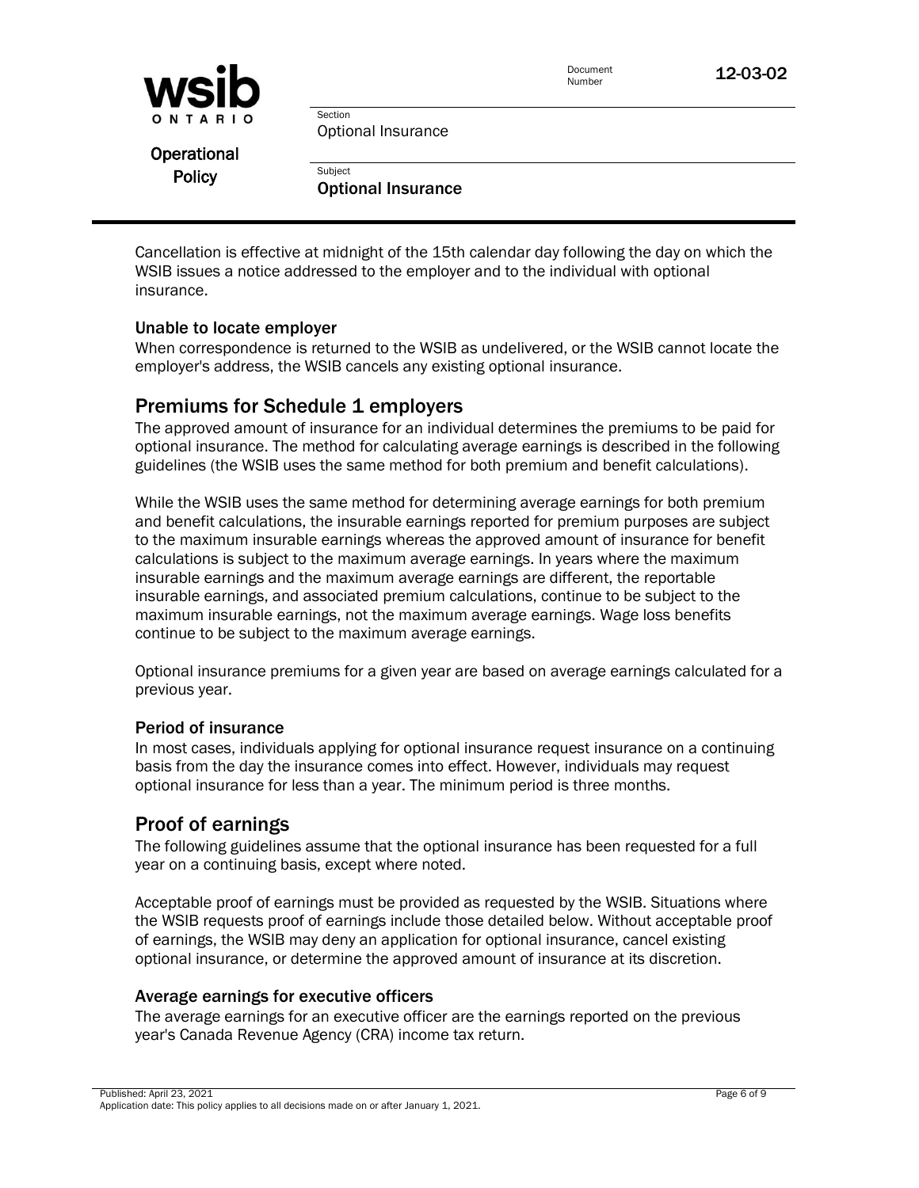Cancellation is effective at midnight of the 15th calendar day following the day on which the WSIB issues a notice addressed to the employer and to the individual with optional insurance.

### Unable to locate employer

When correspondence is returned to the WSIB as undelivered, or the WSIB cannot locate the employer's address, the WSIB cancels any existing optional insurance.

## Premiums for Schedule 1 employers

The approved amount of insurance for an individual determines the premiums to be paid for optional insurance. The method for calculating average earnings is described in the following guidelines (the WSIB uses the same method for both premium and benefit calculations).

While the WSIB uses the same method for determining average earnings for both premium and benefit calculations, the insurable earnings reported for premium purposes are subject to the maximum insurable earnings whereas the approved amount of insurance for benefit calculations is subject to the maximum average earnings. In years where the maximum insurable earnings and the maximum average earnings are different, the reportable insurable earnings, and associated premium calculations, continue to be subject to the maximum insurable earnings, not the maximum average earnings. Wage loss benefits continue to be subject to the maximum average earnings.

Optional insurance premiums for a given year are based on average earnings calculated for a previous year.

### Period of insurance

In most cases, individuals applying for optional insurance request insurance on a continuing basis from the day the insurance comes into effect. However, individuals may request optional insurance for less than a year. The minimum period is three months.

## Proof of earnings

The following guidelines assume that the optional insurance has been requested for a full year on a continuing basis, except where noted.

Acceptable proof of earnings must be provided as requested by the WSIB. Situations where the WSIB requests proof of earnings include those detailed below. Without acceptable proof of earnings, the WSIB may deny an application for optional insurance, cancel existing optional insurance, or determine the approved amount of insurance at its discretion.

### Average earnings for executive officers

The average earnings for an executive officer are the earnings reported on the previous year's Canada Revenue Agency (CRA) income tax return.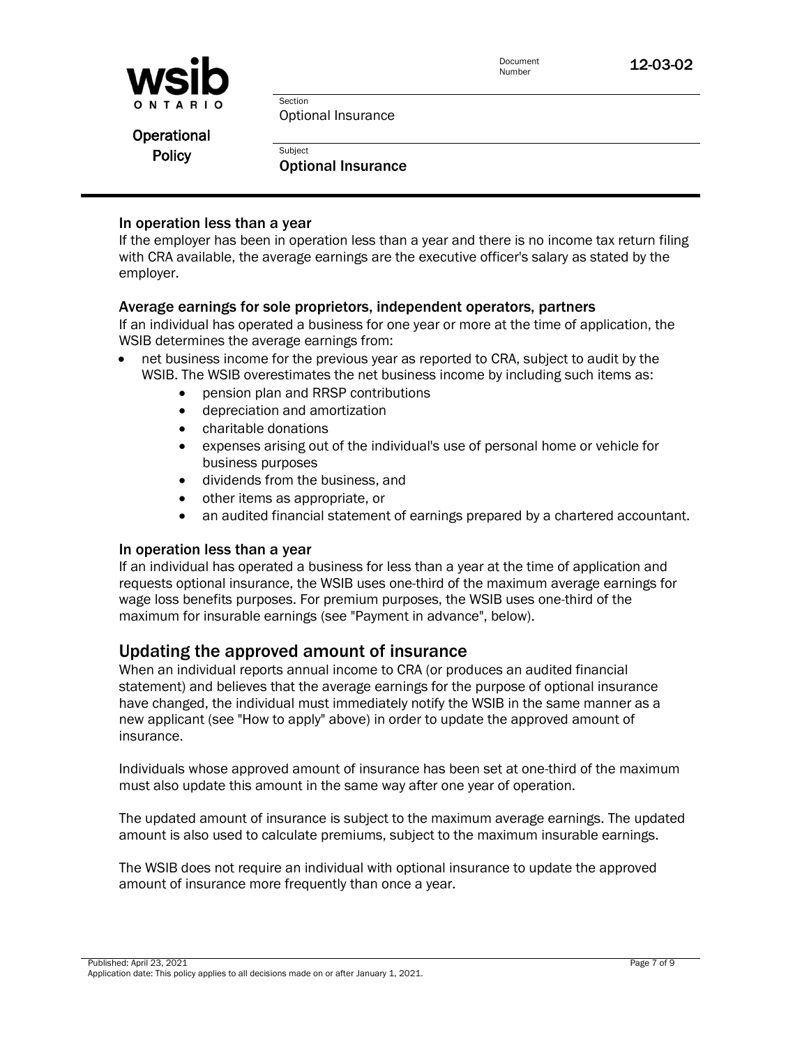### In operation less than a year

If the employer has been in operation less than a year and there is no income tax return filing with CRA available, the average earnings are the executive officer's salary as stated by the employer.

### Average earnings for sole proprietors, independent operators, partners

If an individual has operated a business for one year or more at the time of application, the WSIB determines the average earnings from:

- net business income for the previous year as reported to CRA, subject to audit by the WSIB. The WSIB overestimates the net business income by including such items as:
    - pension plan and RRSP contributions
    - depreciation and amortization
    - charitable donations
    - expenses arising out of the individual's use of personal home or vehicle for business purposes
    - dividends from the business, and
    - other items as appropriate, or
    - an audited financial statement of earnings prepared by a chartered accountant.

### In operation less than a year

If an individual has operated a business for less than a year at the time of application and requests optional insurance, the WSIB uses one-third of the maximum average earnings for wage loss benefits purposes. For premium purposes, the WSIB uses one-third of the maximum for insurable earnings (see "Payment in advance", below).

## Updating the approved amount of insurance

When an individual reports annual income to CRA (or produces an audited financial statement) and believes that the average earnings for the purpose of optional insurance have changed, the individual must immediately notify the WSIB in the same manner as a new applicant (see "How to apply" above) in order to update the approved amount of insurance.

Individuals whose approved amount of insurance has been set at one-third of the maximum must also update this amount in the same way after one year of operation.

The updated amount of insurance is subject to the maximum average earnings. The updated amount is also used to calculate premiums, subject to the maximum insurable earnings.

The WSIB does not require an individual with optional insurance to update the approved amount of insurance more frequently than once a year.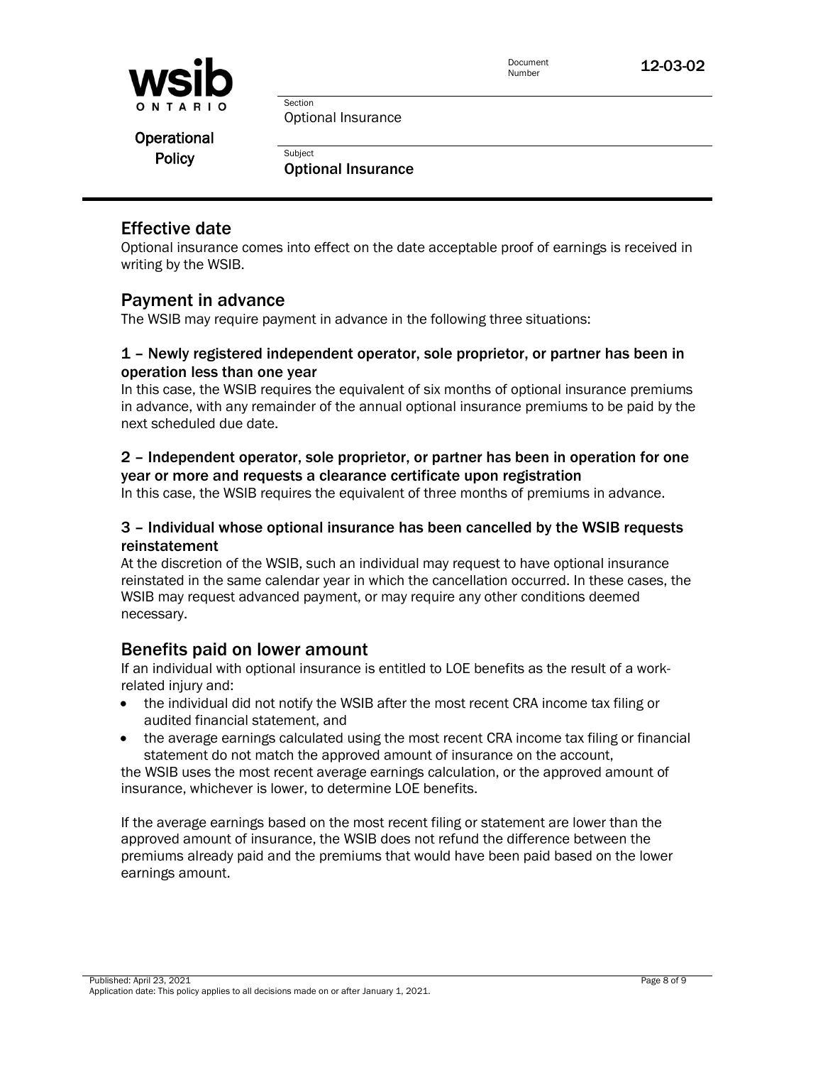## Effective date

Optional insurance comes into effect on the date acceptable proof of earnings is received in writing by the WSIB.

## Payment in advance

The WSIB may require payment in advance in the following three situations:

### 1 – Newly registered independent operator, sole proprietor, or partner has been in operation less than one year

In this case, the WSIB requires the equivalent of six months of optional insurance premiums in advance, with any remainder of the annual optional insurance premiums to be paid by the next scheduled due date.

### 2 – Independent operator, sole proprietor, or partner has been in operation for one year or more and requests a clearance certificate upon registration

In this case, the WSIB requires the equivalent of three months of premiums in advance.

### 3 – Individual whose optional insurance has been cancelled by the WSIB requests reinstatement

At the discretion of the WSIB, such an individual may request to have optional insurance reinstated in the same calendar year in which the cancellation occurred. In these cases, the WSIB may request advanced payment, or may require any other conditions deemed necessary.

## Benefits paid on lower amount

If an individual with optional insurance is entitled to LOE benefits as the result of a work-related injury and:

- the individual did not notify the WSIB after the most recent CRA income tax filing or audited financial statement, and
- the average earnings calculated using the most recent CRA income tax filing or financial statement do not match the approved amount of insurance on the account,

the WSIB uses the most recent average earnings calculation, or the approved amount of insurance, whichever is lower, to determine LOE benefits.

If the average earnings based on the most recent filing or statement are lower than the approved amount of insurance, the WSIB does not refund the difference between the premiums already paid and the premiums that would have been paid based on the lower earnings amount.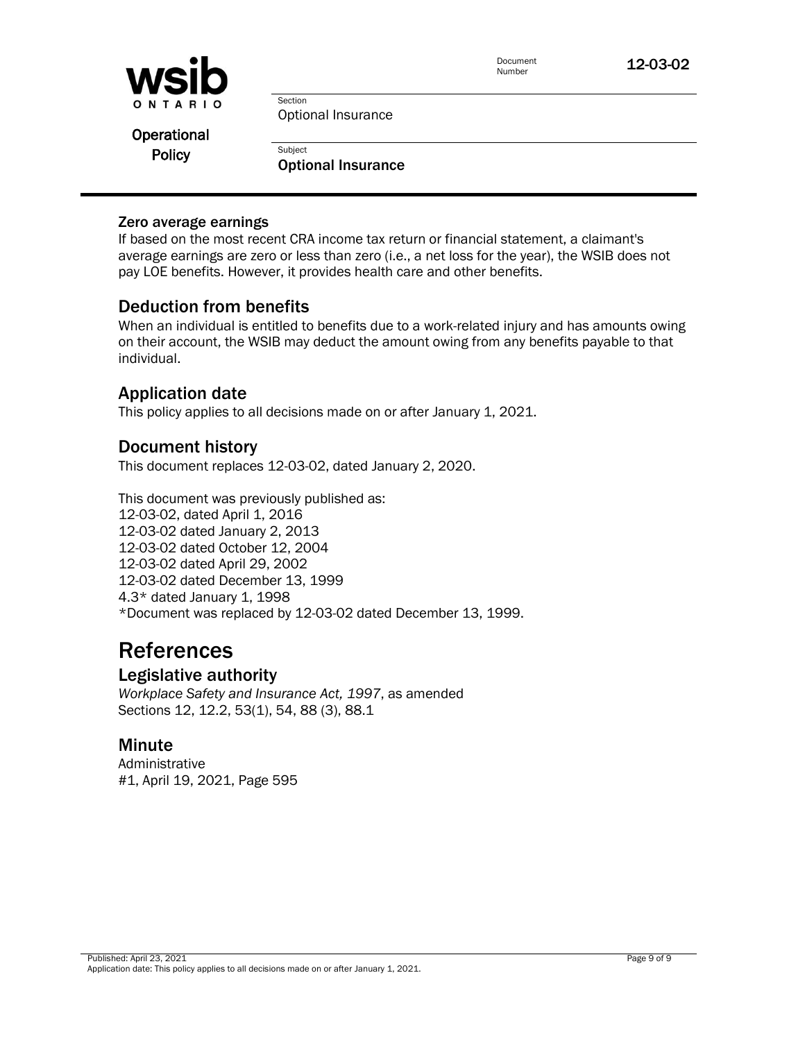### Zero average earnings

If based on the most recent CRA income tax return or financial statement, a claimant's average earnings are zero or less than zero (i.e., a net loss for the year), the WSIB does not pay LOE benefits. However, it provides health care and other benefits.

## Deduction from benefits

When an individual is entitled to benefits due to a work-related injury and has amounts owing on their account, the WSIB may deduct the amount owing from any benefits payable to that individual.

## Application date

This policy applies to all decisions made on or after January 1, 2021.

## Document history

This document replaces 12-03-02, dated January 2, 2020.

This document was previously published as:
12-03-02, dated April 1, 2016
12-03-02 dated January 2, 2013
12-03-02 dated October 12, 2004
12-03-02 dated April 29, 2002
12-03-02 dated December 13, 1999
4.3* dated January 1, 1998
*Document was replaced by 12-03-02 dated December 13, 1999.

# References

## Legislative authority

*Workplace Safety and Insurance Act, 1997*, as amended
Sections 12, 12.2, 53(1), 54, 88 (3), 88.1

## Minute

Administrative
#1, April 19, 2021, Page 595